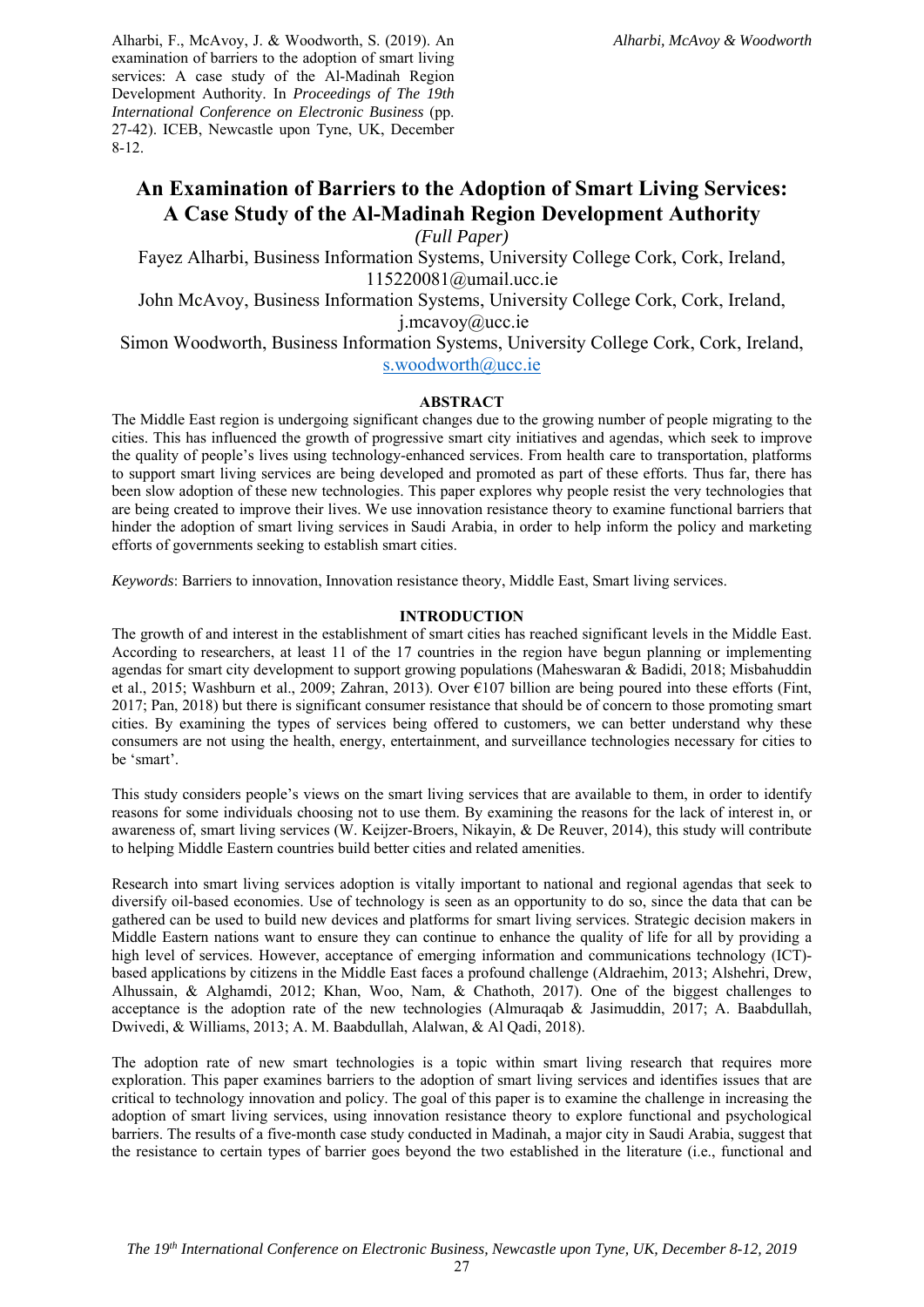Alharbi, F., McAvoy, J. & Woodworth, S. (2019). An examination of barriers to the adoption of smart living services: A case study of the Al-Madinah Region Development Authority. In *Proceedings of The 19th International Conference on Electronic Business* (pp. 27-42). ICEB, Newcastle upon Tyne, UK, December 8-12.

# An Examination of Barriers to the Adoption of Smart Living Services: A Case Study of the Al-Madinah Region Development Authority

*(Full Paper)*

Fayez Alharbi, Business Information Systems, University College Cork, Cork, Ireland, 115220081@umail.ucc.ie

John McAvoy, Business Information Systems, University College Cork, Cork, Ireland, j.mcavoy@ucc.ie

Simon Woodworth, Business Information Systems, University College Cork, Cork, Ireland, s.woodworth@ucc.ie

## ABSTRACT

The Middle East region is undergoing significant changes due to the growing number of people migrating to the cities. This has influenced the growth of progressive smart city initiatives and agendas, which seek to improve the quality of people's lives using technology-enhanced services. From health care to transportation, platforms to support smart living services are being developed and promoted as part of these efforts. Thus far, there has been slow adoption of these new technologies. This paper explores why people resist the very technologies that are being created to improve their lives. We use innovation resistance theory to examine functional barriers that hinder the adoption of smart living services in Saudi Arabia, in order to help inform the policy and marketing efforts of governments seeking to establish smart cities.

*Keywords*: Barriers to innovation, Innovation resistance theory, Middle East, Smart living services.

## INTRODUCTION

The growth of and interest in the establishment of smart cities has reached significant levels in the Middle East. According to researchers, at least 11 of the 17 countries in the region have begun planning or implementing agendas for smart city development to support growing populations (Maheswaran & Badidi, 2018; Misbahuddin et al., 2015; Washburn et al., 2009; Zahran, 2013). Over €107 billion are being poured into these efforts (Fint, 2017; Pan, 2018) but there is significant consumer resistance that should be of concern to those promoting smart cities. By examining the types of services being offered to customers, we can better understand why these consumers are not using the health, energy, entertainment, and surveillance technologies necessary for cities to be 'smart'.

This study considers people's views on the smart living services that are available to them, in order to identify reasons for some individuals choosing not to use them. By examining the reasons for the lack of interest in, or awareness of, smart living services (W. Keijzer-Broers, Nikayin, & De Reuver, 2014), this study will contribute to helping Middle Eastern countries build better cities and related amenities.

Research into smart living services adoption is vitally important to national and regional agendas that seek to diversify oil-based economies. Use of technology is seen as an opportunity to do so, since the data that can be gathered can be used to build new devices and platforms for smart living services. Strategic decision makers in Middle Eastern nations want to ensure they can continue to enhance the quality of life for all by providing a high level of services. However, acceptance of emerging information and communications technology (ICT)-based applications by citizens in the Middle East faces a profound challenge (Aldraehim, 2013; Alshehri, Drew, Alhussain, & Alghamdi, 2012; Khan, Woo, Nam, & Chathoth, 2017). One of the biggest challenges to acceptance is the adoption rate of the new technologies (Almuraqab & Jasimuddin, 2017; A. Baabdullah, Dwivedi, & Williams, 2013; A. M. Baabdullah, Alalwan, & Al Qadi, 2018).

The adoption rate of new smart technologies is a topic within smart living research that requires more exploration. This paper examines barriers to the adoption of smart living services and identifies issues that are critical to technology innovation and policy. The goal of this paper is to examine the challenge in increasing the adoption of smart living services, using innovation resistance theory to explore functional and psychological barriers. The results of a five-month case study conducted in Madinah, a major city in Saudi Arabia, suggest that the resistance to certain types of barrier goes beyond the two established in the literature (i.e., functional and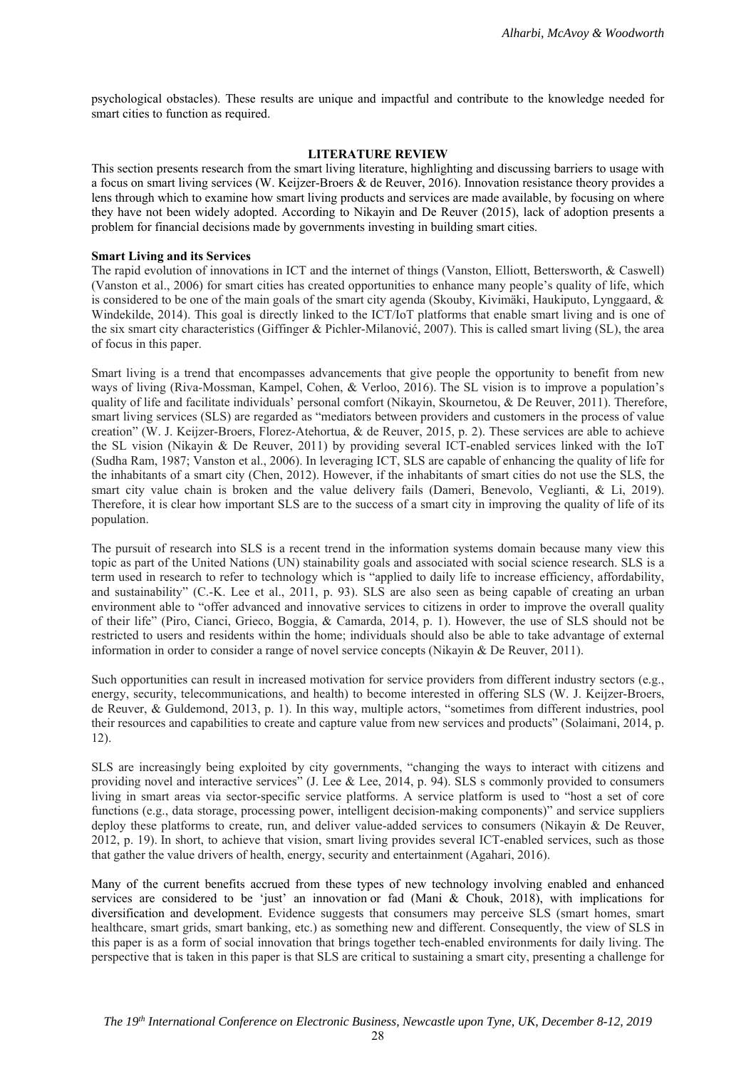psychological obstacles). These results are unique and impactful and contribute to the knowledge needed for smart cities to function as required.

## LITERATURE REVIEW

This section presents research from the smart living literature, highlighting and discussing barriers to usage with a focus on smart living services (W. Keijzer-Broers & de Reuver, 2016). Innovation resistance theory provides a lens through which to examine how smart living products and services are made available, by focusing on where they have not been widely adopted. According to Nikayin and De Reuver (2015), lack of adoption presents a problem for financial decisions made by governments investing in building smart cities.

### Smart Living and its Services

The rapid evolution of innovations in ICT and the internet of things (Vanston, Elliott, Bettersworth, & Caswell) (Vanston et al., 2006) for smart cities has created opportunities to enhance many people's quality of life, which is considered to be one of the main goals of the smart city agenda (Skouby, Kivimäki, Haukiputo, Lynggaard, & Windekilde, 2014). This goal is directly linked to the ICT/IoT platforms that enable smart living and is one of the six smart city characteristics (Giffinger & Pichler-Milanović, 2007). This is called smart living (SL), the area of focus in this paper.

Smart living is a trend that encompasses advancements that give people the opportunity to benefit from new ways of living (Riva-Mossman, Kampel, Cohen, & Verloo, 2016). The SL vision is to improve a population's quality of life and facilitate individuals' personal comfort (Nikayin, Skournetou, & De Reuver, 2011). Therefore, smart living services (SLS) are regarded as "mediators between providers and customers in the process of value creation" (W. J. Keijzer-Broers, Florez-Atehortua, & de Reuver, 2015, p. 2). These services are able to achieve the SL vision (Nikayin & De Reuver, 2011) by providing several ICT-enabled services linked with the IoT (Sudha Ram, 1987; Vanston et al., 2006). In leveraging ICT, SLS are capable of enhancing the quality of life for the inhabitants of a smart city (Chen, 2012). However, if the inhabitants of smart cities do not use the SLS, the smart city value chain is broken and the value delivery fails (Dameri, Benevolo, Veglianti, & Li, 2019). Therefore, it is clear how important SLS are to the success of a smart city in improving the quality of life of its population.

The pursuit of research into SLS is a recent trend in the information systems domain because many view this topic as part of the United Nations (UN) stainability goals and associated with social science research. SLS is a term used in research to refer to technology which is "applied to daily life to increase efficiency, affordability, and sustainability" (C.-K. Lee et al., 2011, p. 93). SLS are also seen as being capable of creating an urban environment able to "offer advanced and innovative services to citizens in order to improve the overall quality of their life" (Piro, Cianci, Grieco, Boggia, & Camarda, 2014, p. 1). However, the use of SLS should not be restricted to users and residents within the home; individuals should also be able to take advantage of external information in order to consider a range of novel service concepts (Nikayin & De Reuver, 2011).

Such opportunities can result in increased motivation for service providers from different industry sectors (e.g., energy, security, telecommunications, and health) to become interested in offering SLS (W. J. Keijzer-Broers, de Reuver, & Guldemond, 2013, p. 1). In this way, multiple actors, "sometimes from different industries, pool their resources and capabilities to create and capture value from new services and products" (Solaimani, 2014, p. 12).

SLS are increasingly being exploited by city governments, "changing the ways to interact with citizens and providing novel and interactive services" (J. Lee & Lee, 2014, p. 94). SLS s commonly provided to consumers living in smart areas via sector-specific service platforms. A service platform is used to "host a set of core functions (e.g., data storage, processing power, intelligent decision-making components)" and service suppliers deploy these platforms to create, run, and deliver value-added services to consumers (Nikayin & De Reuver, 2012, p. 19). In short, to achieve that vision, smart living provides several ICT-enabled services, such as those that gather the value drivers of health, energy, security and entertainment (Agahari, 2016).

Many of the current benefits accrued from these types of new technology involving enabled and enhanced services are considered to be 'just' an innovation or fad (Mani & Chouk, 2018), with implications for diversification and development. Evidence suggests that consumers may perceive SLS (smart homes, smart healthcare, smart grids, smart banking, etc.) as something new and different. Consequently, the view of SLS in this paper is as a form of social innovation that brings together tech-enabled environments for daily living. The perspective that is taken in this paper is that SLS are critical to sustaining a smart city, presenting a challenge for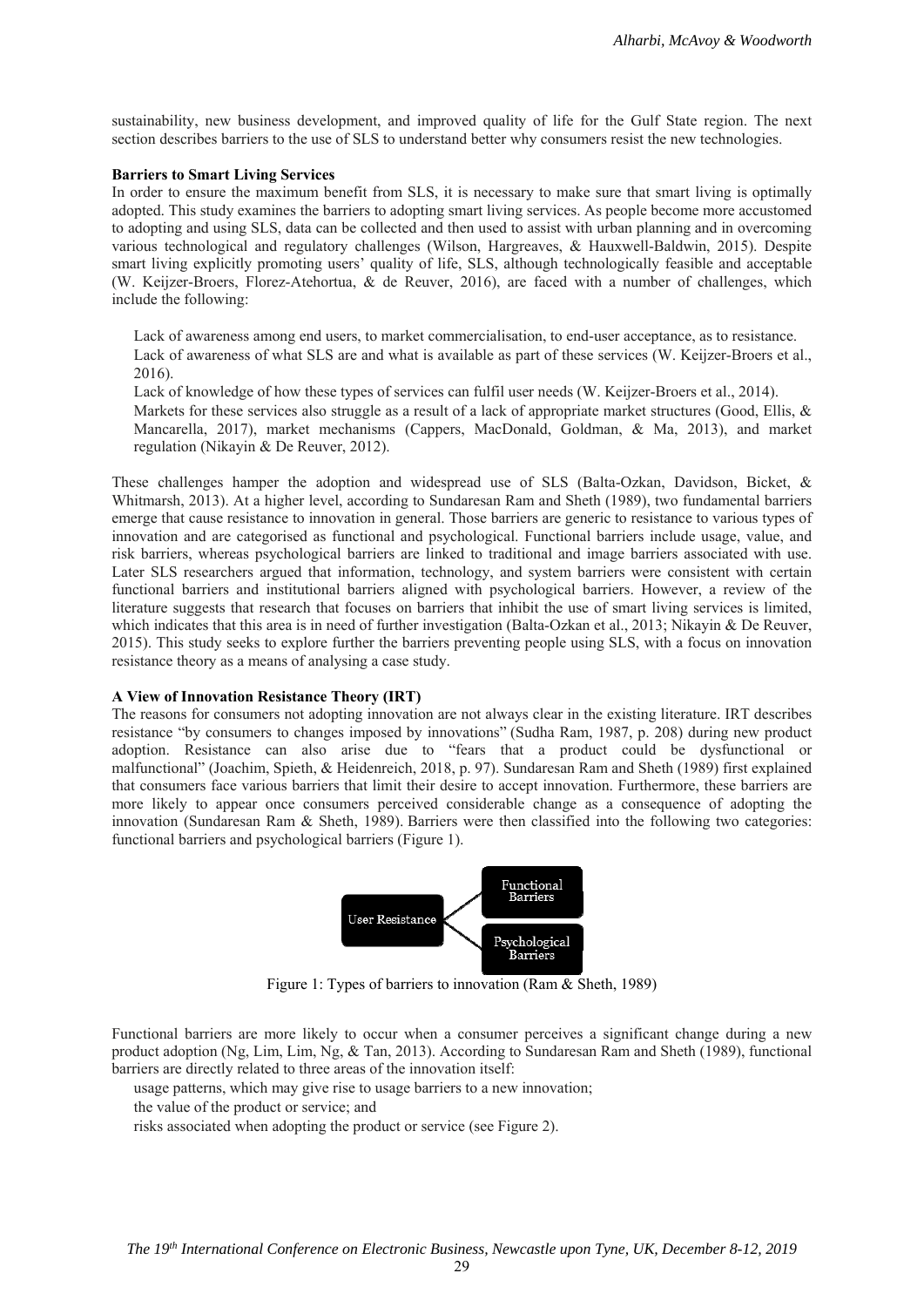sustainability, new business development, and improved quality of life for the Gulf State region. The next section describes barriers to the use of SLS to understand better why consumers resist the new technologies.

**Barriers to Smart Living Services**

In order to ensure the maximum benefit from SLS, it is necessary to make sure that smart living is optimally adopted. This study examines the barriers to adopting smart living services. As people become more accustomed to adopting and using SLS, data can be collected and then used to assist with urban planning and in overcoming various technological and regulatory challenges (Wilson, Hargreaves, & Hauxwell-Baldwin, 2015). Despite smart living explicitly promoting users' quality of life, SLS, although technologically feasible and acceptable (W. Keijzer-Broers, Florez-Atehortua, & de Reuver, 2016), are faced with a number of challenges, which include the following:

- Lack of awareness among end users, to market commercialisation, to end-user acceptance, as to resistance.
- Lack of awareness of what SLS are and what is available as part of these services (W. Keijzer-Broers et al., 2016).
- Lack of knowledge of how these types of services can fulfil user needs (W. Keijzer-Broers et al., 2014).
- Markets for these services also struggle as a result of a lack of appropriate market structures (Good, Ellis, & Mancarella, 2017), market mechanisms (Cappers, MacDonald, Goldman, & Ma, 2013), and market regulation (Nikayin & De Reuver, 2012).

These challenges hamper the adoption and widespread use of SLS (Balta-Ozkan, Davidson, Bicket, & Whitmarsh, 2013). At a higher level, according to Sundaresan Ram and Sheth (1989), two fundamental barriers emerge that cause resistance to innovation in general. Those barriers are generic to resistance to various types of innovation and are categorised as functional and psychological. Functional barriers include usage, value, and risk barriers, whereas psychological barriers are linked to traditional and image barriers associated with use. Later SLS researchers argued that information, technology, and system barriers were consistent with certain functional barriers and institutional barriers aligned with psychological barriers. However, a review of the literature suggests that research that focuses on barriers that inhibit the use of smart living services is limited, which indicates that this area is in need of further investigation (Balta-Ozkan et al., 2013; Nikayin & De Reuver, 2015). This study seeks to explore further the barriers preventing people using SLS, with a focus on innovation resistance theory as a means of analysing a case study.

**A View of Innovation Resistance Theory (IRT)**

The reasons for consumers not adopting innovation are not always clear in the existing literature. IRT describes resistance "by consumers to changes imposed by innovations" (Sudha Ram, 1987, p. 208) during new product adoption. Resistance can also arise due to "fears that a product could be dysfunctional or malfunctional" (Joachim, Spieth, & Heidenreich, 2018, p. 97). Sundaresan Ram and Sheth (1989) first explained that consumers face various barriers that limit their desire to accept innovation. Furthermore, these barriers are more likely to appear once consumers perceived considerable change as a consequence of adopting the innovation (Sundaresan Ram & Sheth, 1989). Barriers were then classified into the following two categories: functional barriers and psychological barriers (Figure 1).

User Resistance → Functional Barriers; Psychological Barriers

Figure 1: Types of barriers to innovation (Ram & Sheth, 1989)

Functional barriers are more likely to occur when a consumer perceives a significant change during a new product adoption (Ng, Lim, Lim, Ng, & Tan, 2013). According to Sundaresan Ram and Sheth (1989), functional barriers are directly related to three areas of the innovation itself:

- usage patterns, which may give rise to usage barriers to a new innovation;
- the value of the product or service; and
- risks associated when adopting the product or service (see Figure 2).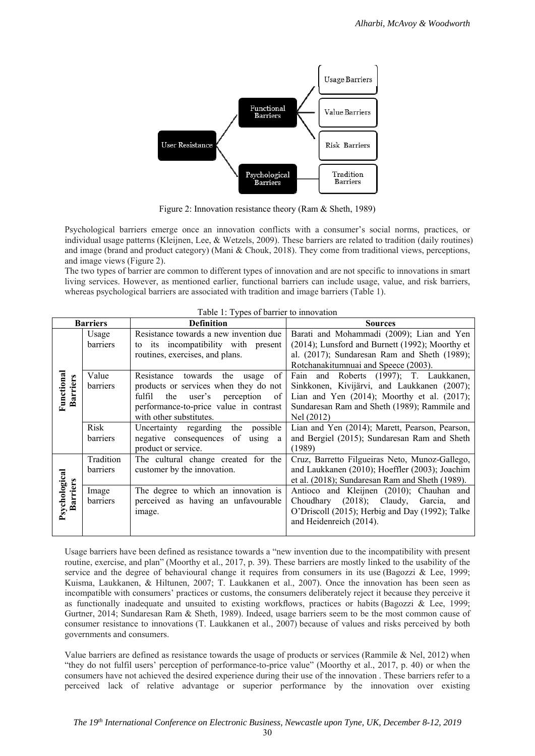Figure 2: Innovation resistance theory (Ram & Sheth, 1989)

Psychological barriers emerge once an innovation conflicts with a consumer's social norms, practices, or individual usage patterns (Kleijnen, Lee, & Wetzels, 2009). These barriers are related to tradition (daily routines) and image (brand and product category) (Mani & Chouk, 2018). They come from traditional views, perceptions, and image views (Figure 2).

The two types of barrier are common to different types of innovation and are not specific to innovations in smart living services. However, as mentioned earlier, functional barriers can include usage, value, and risk barriers, whereas psychological barriers are associated with tradition and image barriers (Table 1).

Table 1: Types of barrier to innovation

| Barriers | | Definition | Sources |
|---|---|---|---|
| Functional Barriers | Usage barriers | Resistance towards a new invention due to its incompatibility with present routines, exercises, and plans. | Barati and Mohammadi (2009); Lian and Yen (2014); Lunsford and Burnett (1992); Moorthy et al. (2017); Sundaresan Ram and Sheth (1989); Rotchanakitumnuai and Speece (2003). |
| | Value barriers | Resistance towards the usage of products or services when they do not fulfil the user's perception of performance-to-price value in contrast with other substitutes. | Fain and Roberts (1997); T. Laukkanen, Sinkkonen, Kivijärvi, and Laukkanen (2007); Lian and Yen (2014); Moorthy et al. (2017); Sundaresan Ram and Sheth (1989); Rammile and Nel (2012) |
| | Risk barriers | Uncertainty regarding the possible negative consequences of using a product or service. | Lian and Yen (2014); Marett, Pearson, Pearson, and Bergiel (2015); Sundaresan Ram and Sheth (1989) |
| Psychological Barriers | Tradition barriers | The cultural change created for the customer by the innovation. | Cruz, Barretto Filgueiras Neto, Munoz-Gallego, and Laukkanen (2010); Hoeffler (2003); Joachim et al. (2018); Sundaresan Ram and Sheth (1989). |
| | Image barriers | The degree to which an innovation is perceived as having an unfavourable image. | Antioco and Kleijnen (2010); Chauhan and Choudhary (2018); Claudy, Garcia, and O'Driscoll (2015); Herbig and Day (1992); Talke and Heidenreich (2014). |

Usage barriers have been defined as resistance towards a "new invention due to the incompatibility with present routine, exercise, and plan" (Moorthy et al., 2017, p. 39). These barriers are mostly linked to the usability of the service and the degree of behavioural change it requires from consumers in its use (Bagozzi & Lee, 1999; Kuisma, Laukkanen, & Hiltunen, 2007; T. Laukkanen et al., 2007). Once the innovation has been seen as incompatible with consumers' practices or customs, the consumers deliberately reject it because they perceive it as functionally inadequate and unsuited to existing workflows, practices or habits (Bagozzi & Lee, 1999; Gurtner, 2014; Sundaresan Ram & Sheth, 1989). Indeed, usage barriers seem to be the most common cause of consumer resistance to innovations (T. Laukkanen et al., 2007) because of values and risks perceived by both governments and consumers.

Value barriers are defined as resistance towards the usage of products or services (Rammile & Nel, 2012) when "they do not fulfil users' perception of performance-to-price value" (Moorthy et al., 2017, p. 40) or when the consumers have not achieved the desired experience during their use of the innovation . These barriers refer to a perceived lack of relative advantage or superior performance by the innovation over existing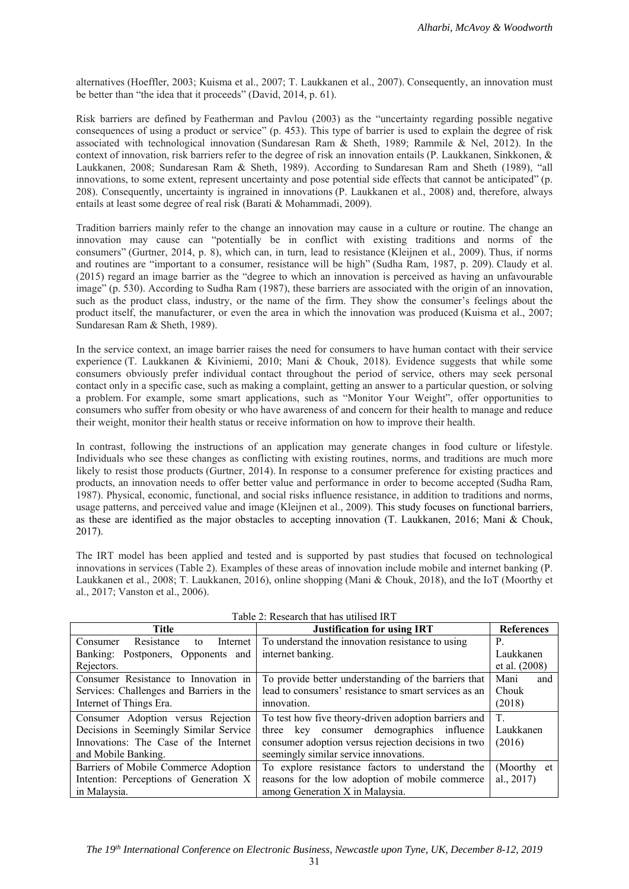alternatives (Hoeffler, 2003; Kuisma et al., 2007; T. Laukkanen et al., 2007). Consequently, an innovation must be better than "the idea that it proceeds" (David, 2014, p. 61).

Risk barriers are defined by Featherman and Pavlou (2003) as the "uncertainty regarding possible negative consequences of using a product or service" (p. 453). This type of barrier is used to explain the degree of risk associated with technological innovation (Sundaresan Ram & Sheth, 1989; Rammile & Nel, 2012). In the context of innovation, risk barriers refer to the degree of risk an innovation entails (P. Laukkanen, Sinkkonen, & Laukkanen, 2008; Sundaresan Ram & Sheth, 1989). According to Sundaresan Ram and Sheth (1989), "all innovations, to some extent, represent uncertainty and pose potential side effects that cannot be anticipated" (p. 208). Consequently, uncertainty is ingrained in innovations (P. Laukkanen et al., 2008) and, therefore, always entails at least some degree of real risk (Barati & Mohammadi, 2009).

Tradition barriers mainly refer to the change an innovation may cause in a culture or routine. The change an innovation may cause can "potentially be in conflict with existing traditions and norms of the consumers" (Gurtner, 2014, p. 8), which can, in turn, lead to resistance (Kleijnen et al., 2009). Thus, if norms and routines are "important to a consumer, resistance will be high" (Sudha Ram, 1987, p. 209). Claudy et al. (2015) regard an image barrier as the "degree to which an innovation is perceived as having an unfavourable image" (p. 530). According to Sudha Ram (1987), these barriers are associated with the origin of an innovation, such as the product class, industry, or the name of the firm. They show the consumer's feelings about the product itself, the manufacturer, or even the area in which the innovation was produced (Kuisma et al., 2007; Sundaresan Ram & Sheth, 1989).

In the service context, an image barrier raises the need for consumers to have human contact with their service experience (T. Laukkanen & Kiviniemi, 2010; Mani & Chouk, 2018). Evidence suggests that while some consumers obviously prefer individual contact throughout the period of service, others may seek personal contact only in a specific case, such as making a complaint, getting an answer to a particular question, or solving a problem. For example, some smart applications, such as "Monitor Your Weight", offer opportunities to consumers who suffer from obesity or who have awareness of and concern for their health to manage and reduce their weight, monitor their health status or receive information on how to improve their health.

In contrast, following the instructions of an application may generate changes in food culture or lifestyle. Individuals who see these changes as conflicting with existing routines, norms, and traditions are much more likely to resist those products (Gurtner, 2014). In response to a consumer preference for existing practices and products, an innovation needs to offer better value and performance in order to become accepted (Sudha Ram, 1987). Physical, economic, functional, and social risks influence resistance, in addition to traditions and norms, usage patterns, and perceived value and image (Kleijnen et al., 2009). This study focuses on functional barriers, as these are identified as the major obstacles to accepting innovation (T. Laukkanen, 2016; Mani & Chouk, 2017).

The IRT model has been applied and tested and is supported by past studies that focused on technological innovations in services (Table 2). Examples of these areas of innovation include mobile and internet banking (P. Laukkanen et al., 2008; T. Laukkanen, 2016), online shopping (Mani & Chouk, 2018), and the IoT (Moorthy et al., 2017; Vanston et al., 2006).

Table 2: Research that has utilised IRT

| Title | Justification for using IRT | References |
|---|---|---|
| Consumer Resistance to Internet Banking: Postponers, Opponents and Rejectors. | To understand the innovation resistance to using internet banking. | P. Laukkanen et al. (2008) |
| Consumer Resistance to Innovation in Services: Challenges and Barriers in the Internet of Things Era. | To provide better understanding of the barriers that lead to consumers' resistance to smart services as an innovation. | Mani and Chouk (2018) |
| Consumer Adoption versus Rejection Decisions in Seemingly Similar Service Innovations: The Case of the Internet and Mobile Banking. | To test how five theory-driven adoption barriers and three key consumer demographics influence consumer adoption versus rejection decisions in two seemingly similar service innovations. | T. Laukkanen (2016) |
| Barriers of Mobile Commerce Adoption Intention: Perceptions of Generation X in Malaysia. | To explore resistance factors to understand the reasons for the low adoption of mobile commerce among Generation X in Malaysia. | (Moorthy et al., 2017) |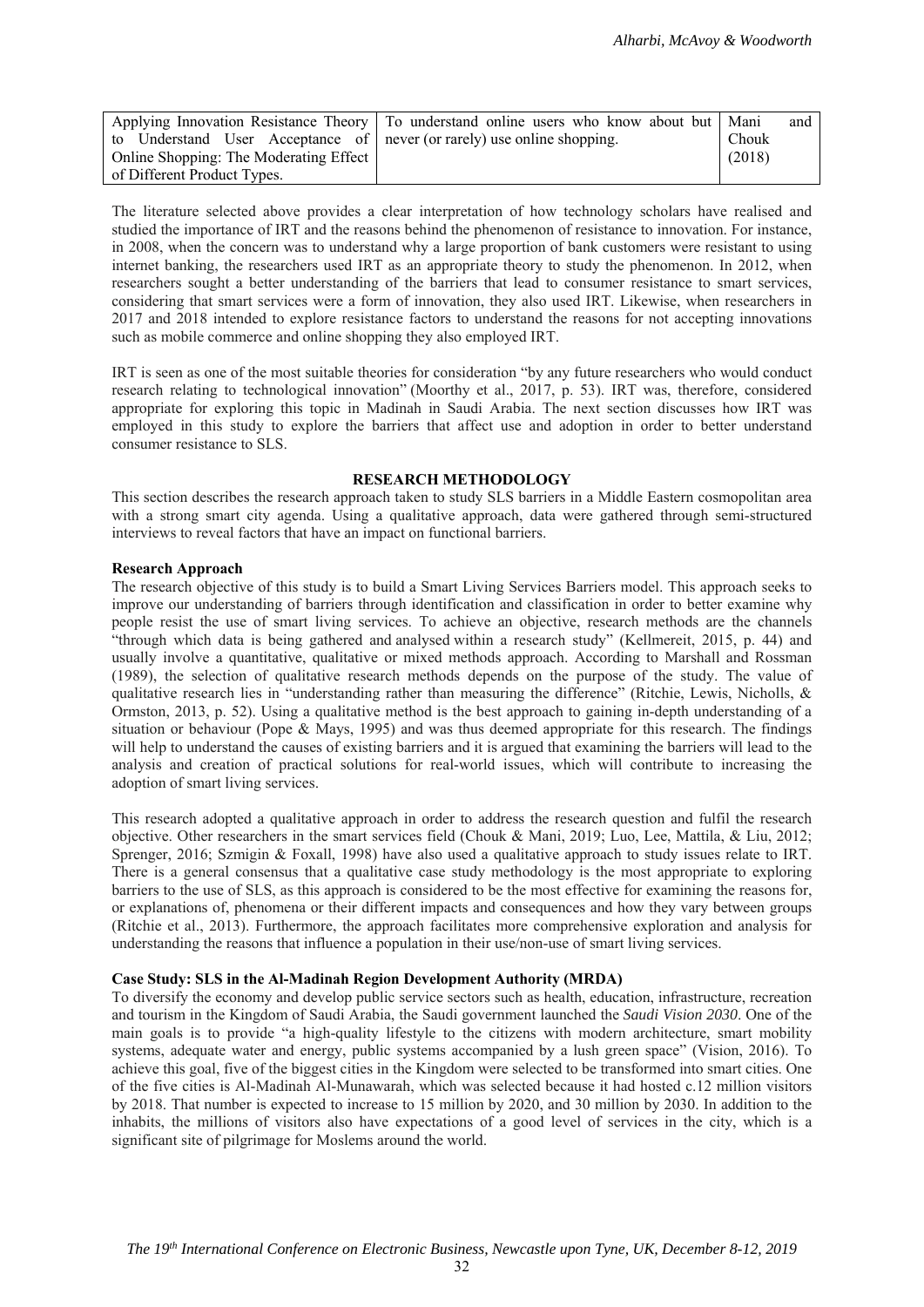| Applying Innovation Resistance Theory to Understand User Acceptance of Online Shopping: The Moderating Effect of Different Product Types. | To understand online users who know about but never (or rarely) use online shopping. | Mani and Chouk (2018) |
|---|---|---|

The literature selected above provides a clear interpretation of how technology scholars have realised and studied the importance of IRT and the reasons behind the phenomenon of resistance to innovation. For instance, in 2008, when the concern was to understand why a large proportion of bank customers were resistant to using internet banking, the researchers used IRT as an appropriate theory to study the phenomenon. In 2012, when researchers sought a better understanding of the barriers that lead to consumer resistance to smart services, considering that smart services were a form of innovation, they also used IRT. Likewise, when researchers in 2017 and 2018 intended to explore resistance factors to understand the reasons for not accepting innovations such as mobile commerce and online shopping they also employed IRT.

IRT is seen as one of the most suitable theories for consideration "by any future researchers who would conduct research relating to technological innovation" (Moorthy et al., 2017, p. 53). IRT was, therefore, considered appropriate for exploring this topic in Madinah in Saudi Arabia. The next section discusses how IRT was employed in this study to explore the barriers that affect use and adoption in order to better understand consumer resistance to SLS.

## RESEARCH METHODOLOGY

This section describes the research approach taken to study SLS barriers in a Middle Eastern cosmopolitan area with a strong smart city agenda. Using a qualitative approach, data were gathered through semi-structured interviews to reveal factors that have an impact on functional barriers.

### Research Approach

The research objective of this study is to build a Smart Living Services Barriers model. This approach seeks to improve our understanding of barriers through identification and classification in order to better examine why people resist the use of smart living services. To achieve an objective, research methods are the channels "through which data is being gathered and analysed within a research study" (Kellmereit, 2015, p. 44) and usually involve a quantitative, qualitative or mixed methods approach. According to Marshall and Rossman (1989), the selection of qualitative research methods depends on the purpose of the study. The value of qualitative research lies in "understanding rather than measuring the difference" (Ritchie, Lewis, Nicholls, & Ormston, 2013, p. 52). Using a qualitative method is the best approach to gaining in-depth understanding of a situation or behaviour (Pope & Mays, 1995) and was thus deemed appropriate for this research. The findings will help to understand the causes of existing barriers and it is argued that examining the barriers will lead to the analysis and creation of practical solutions for real-world issues, which will contribute to increasing the adoption of smart living services.

This research adopted a qualitative approach in order to address the research question and fulfil the research objective. Other researchers in the smart services field (Chouk & Mani, 2019; Luo, Lee, Mattila, & Liu, 2012; Sprenger, 2016; Szmigin & Foxall, 1998) have also used a qualitative approach to study issues relate to IRT. There is a general consensus that a qualitative case study methodology is the most appropriate to exploring barriers to the use of SLS, as this approach is considered to be the most effective for examining the reasons for, or explanations of, phenomena or their different impacts and consequences and how they vary between groups (Ritchie et al., 2013). Furthermore, the approach facilitates more comprehensive exploration and analysis for understanding the reasons that influence a population in their use/non-use of smart living services.

### Case Study: SLS in the Al-Madinah Region Development Authority (MRDA)

To diversify the economy and develop public service sectors such as health, education, infrastructure, recreation and tourism in the Kingdom of Saudi Arabia, the Saudi government launched the *Saudi Vision 2030*. One of the main goals is to provide "a high-quality lifestyle to the citizens with modern architecture, smart mobility systems, adequate water and energy, public systems accompanied by a lush green space" (Vision, 2016). To achieve this goal, five of the biggest cities in the Kingdom were selected to be transformed into smart cities. One of the five cities is Al-Madinah Al-Munawarah, which was selected because it had hosted c.12 million visitors by 2018. That number is expected to increase to 15 million by 2020, and 30 million by 2030. In addition to the inhabits, the millions of visitors also have expectations of a good level of services in the city, which is a significant site of pilgrimage for Moslems around the world.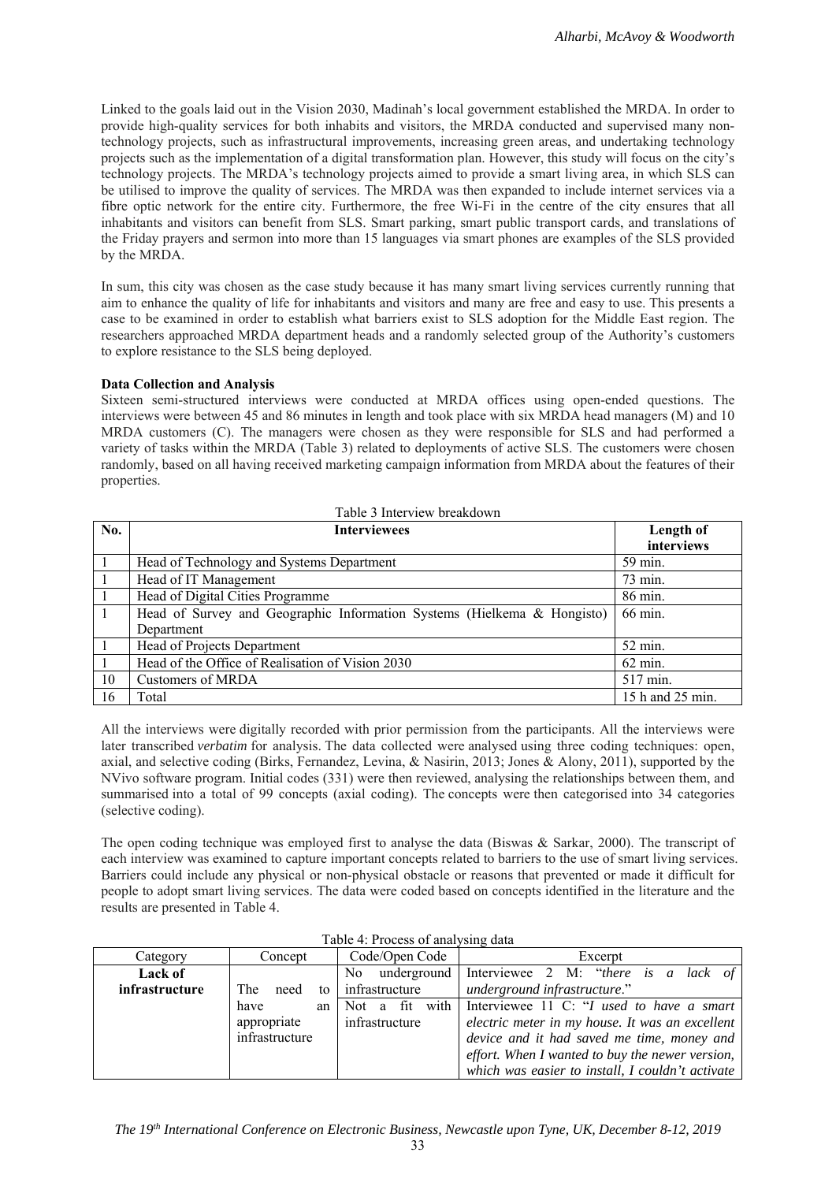Linked to the goals laid out in the Vision 2030, Madinah's local government established the MRDA. In order to provide high-quality services for both inhabits and visitors, the MRDA conducted and supervised many non-technology projects, such as infrastructural improvements, increasing green areas, and undertaking technology projects such as the implementation of a digital transformation plan. However, this study will focus on the city's technology projects. The MRDA's technology projects aimed to provide a smart living area, in which SLS can be utilised to improve the quality of services. The MRDA was then expanded to include internet services via a fibre optic network for the entire city. Furthermore, the free Wi-Fi in the centre of the city ensures that all inhabitants and visitors can benefit from SLS. Smart parking, smart public transport cards, and translations of the Friday prayers and sermon into more than 15 languages via smart phones are examples of the SLS provided by the MRDA.

In sum, this city was chosen as the case study because it has many smart living services currently running that aim to enhance the quality of life for inhabitants and visitors and many are free and easy to use. This presents a case to be examined in order to establish what barriers exist to SLS adoption for the Middle East region. The researchers approached MRDA department heads and a randomly selected group of the Authority's customers to explore resistance to the SLS being deployed.

**Data Collection and Analysis**

Sixteen semi-structured interviews were conducted at MRDA offices using open-ended questions. The interviews were between 45 and 86 minutes in length and took place with six MRDA head managers (M) and 10 MRDA customers (C). The managers were chosen as they were responsible for SLS and had performed a variety of tasks within the MRDA (Table 3) related to deployments of active SLS. The customers were chosen randomly, based on all having received marketing campaign information from MRDA about the features of their properties.

Table 3 Interview breakdown

| No. | Interviewees | Length of interviews |
|---|---|---|
| 1 | Head of Technology and Systems Department | 59 min. |
| 1 | Head of IT Management | 73 min. |
| 1 | Head of Digital Cities Programme | 86 min. |
| 1 | Head of Survey and Geographic Information Systems (Hielkema & Hongisto) Department | 66 min. |
| 1 | Head of Projects Department | 52 min. |
| 1 | Head of the Office of Realisation of Vision 2030 | 62 min. |
| 10 | Customers of MRDA | 517 min. |
| 16 | Total | 15 h and 25 min. |

All the interviews were digitally recorded with prior permission from the participants. All the interviews were later transcribed *verbatim* for analysis. The data collected were analysed using three coding techniques: open, axial, and selective coding (Birks, Fernandez, Levina, & Nasirin, 2013; Jones & Alony, 2011), supported by the NVivo software program. Initial codes (331) were then reviewed, analysing the relationships between them, and summarised into a total of 99 concepts (axial coding). The concepts were then categorised into 34 categories (selective coding).

The open coding technique was employed first to analyse the data (Biswas & Sarkar, 2000). The transcript of each interview was examined to capture important concepts related to barriers to the use of smart living services. Barriers could include any physical or non-physical obstacle or reasons that prevented or made it difficult for people to adopt smart living services. The data were coded based on concepts identified in the literature and the results are presented in Table 4.

Table 4: Process of analysing data

| Category | Concept | Code/Open Code | Excerpt |
|---|---|---|---|
| **Lack of infrastructure** | The need to have an appropriate infrastructure | No underground infrastructure | Interviewee 2 M: "*there is a lack of underground infrastructure*." |
| | | Not a fit with infrastructure | Interviewee 11 C: "*I used to have a smart electric meter in my house. It was an excellent device and it had saved me time, money and effort. When I wanted to buy the newer version, which was easier to install, I couldn't activate* |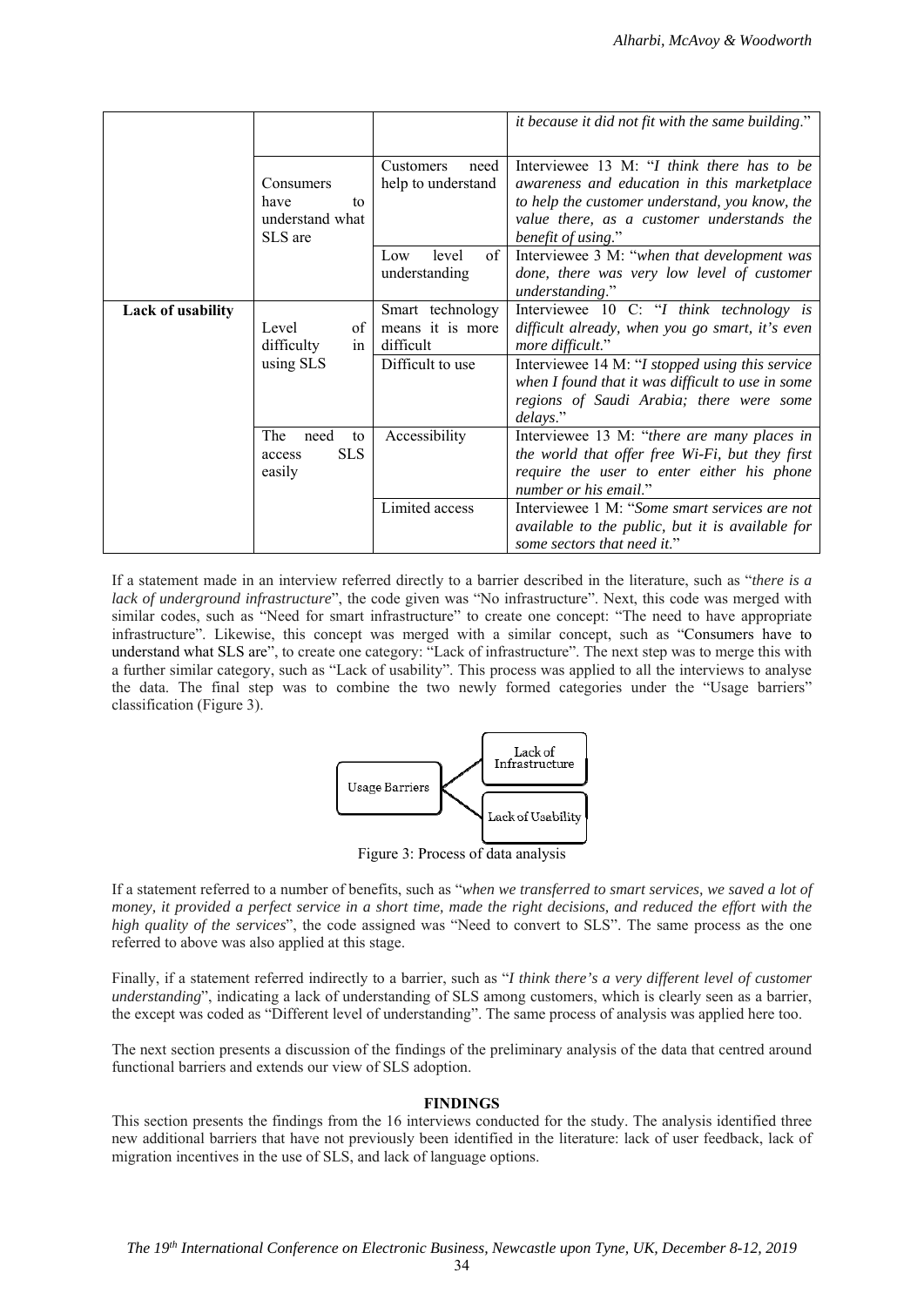|  |  |  | *it because it did not fit with the same building*." |
|---|---|---|---|
|  | Consumers have to understand what SLS are | Customers need help to understand | Interviewee 13 M: "*I think there has to be awareness and education in this marketplace to help the customer understand, you know, the value there, as a customer understands the benefit of using*." |
|  |  | Low level of understanding | Interviewee 3 M: "*when that development was done, there was very low level of customer understanding*." |
| **Lack of usability** | Level of difficulty in using SLS | Smart technology means it is more difficult | Interviewee 10 C: "*I think technology is difficult already, when you go smart, it's even more difficult*." |
|  |  | Difficult to use | Interviewee 14 M: "*I stopped using this service when I found that it was difficult to use in some regions of Saudi Arabia; there were some delays*." |
|  | The need to access SLS easily | Accessibility | Interviewee 13 M: "*there are many places in the world that offer free Wi-Fi, but they first require the user to enter either his phone number or his email*." |
|  |  | Limited access | Interviewee 1 M: "*Some smart services are not available to the public, but it is available for some sectors that need it*." |

If a statement made in an interview referred directly to a barrier described in the literature, such as "*there is a lack of underground infrastructure*", the code given was "No infrastructure". Next, this code was merged with similar codes, such as "Need for smart infrastructure" to create one concept: "The need to have appropriate infrastructure". Likewise, this concept was merged with a similar concept, such as "Consumers have to understand what SLS are", to create one category: "Lack of infrastructure". The next step was to merge this with a further similar category, such as "Lack of usability". This process was applied to all the interviews to analyse the data. The final step was to combine the two newly formed categories under the "Usage barriers" classification (Figure 3).

Usage Barriers → Lack of Infrastructure; Lack of Usability

Figure 3: Process of data analysis

If a statement referred to a number of benefits, such as "*when we transferred to smart services, we saved a lot of money, it provided a perfect service in a short time, made the right decisions, and reduced the effort with the high quality of the services*", the code assigned was "Need to convert to SLS". The same process as the one referred to above was also applied at this stage.

Finally, if a statement referred indirectly to a barrier, such as "*I think there's a very different level of customer understanding*", indicating a lack of understanding of SLS among customers, which is clearly seen as a barrier, the except was coded as "Different level of understanding". The same process of analysis was applied here too.

The next section presents a discussion of the findings of the preliminary analysis of the data that centred around functional barriers and extends our view of SLS adoption.

## FINDINGS

This section presents the findings from the 16 interviews conducted for the study. The analysis identified three new additional barriers that have not previously been identified in the literature: lack of user feedback, lack of migration incentives in the use of SLS, and lack of language options.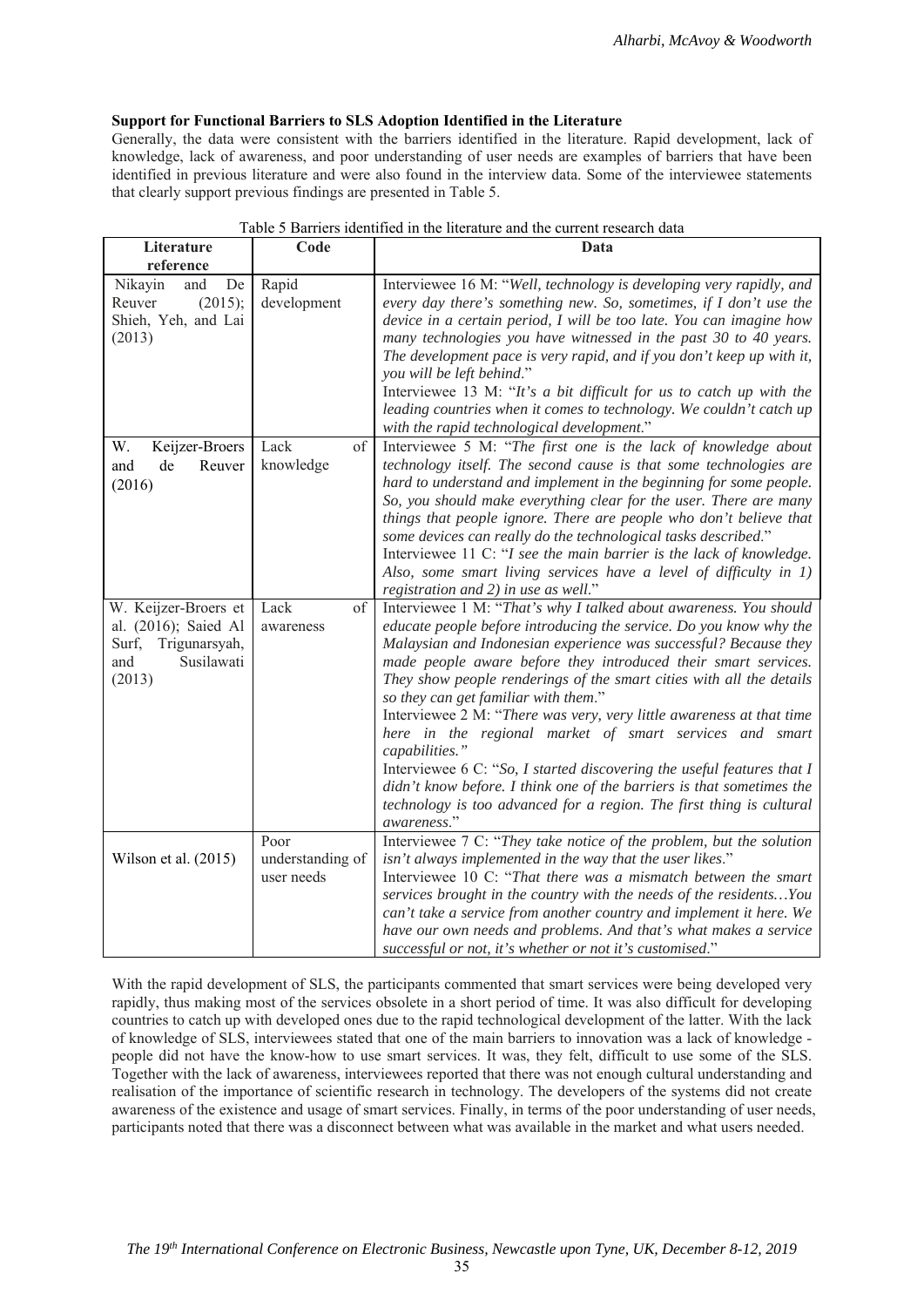**Support for Functional Barriers to SLS Adoption Identified in the Literature**

Generally, the data were consistent with the barriers identified in the literature. Rapid development, lack of knowledge, lack of awareness, and poor understanding of user needs are examples of barriers that have been identified in previous literature and were also found in the interview data. Some of the interviewee statements that clearly support previous findings are presented in Table 5.

Table 5 Barriers identified in the literature and the current research data

| Literature reference | Code | Data |
|---|---|---|
| Nikayin and De Reuver (2015); Shieh, Yeh, and Lai (2013) | Rapid development | Interviewee 16 M: "*Well, technology is developing very rapidly, and every day there's something new. So, sometimes, if I don't use the device in a certain period, I will be too late. You can imagine how many technologies you have witnessed in the past 30 to 40 years. The development pace is very rapid, and if you don't keep up with it, you will be left behind*." Interviewee 13 M: "*It's a bit difficult for us to catch up with the leading countries when it comes to technology. We couldn't catch up with the rapid technological development*." |
| W. Keijzer-Broers and de Reuver (2016) | Lack of knowledge | Interviewee 5 M: "*The first one is the lack of knowledge about technology itself. The second cause is that some technologies are hard to understand and implement in the beginning for some people. So, you should make everything clear for the user. There are many things that people ignore. There are people who don't believe that some devices can really do the technological tasks described*." Interviewee 11 C: "*I see the main barrier is the lack of knowledge. Also, some smart living services have a level of difficulty in 1) registration and 2) in use as well*." |
| W. Keijzer-Broers et al. (2016); Saied Al Surf, Trigunarsyah, and Susilawati (2013) | Lack of awareness | Interviewee 1 M: "*That's why I talked about awareness. You should educate people before introducing the service. Do you know why the Malaysian and Indonesian experience was successful? Because they made people aware before they introduced their smart services. They show people renderings of the smart cities with all the details so they can get familiar with them*." Interviewee 2 M: "*There was very, very little awareness at that time here in the regional market of smart services and smart capabilities.*" Interviewee 6 C: "*So, I started discovering the useful features that I didn't know before. I think one of the barriers is that sometimes the technology is too advanced for a region. The first thing is cultural awareness*." |
| Wilson et al. (2015) | Poor understanding of user needs | Interviewee 7 C: "*They take notice of the problem, but the solution isn't always implemented in the way that the user likes*." Interviewee 10 C: "*That there was a mismatch between the smart services brought in the country with the needs of the residents…You can't take a service from another country and implement it here. We have our own needs and problems. And that's what makes a service successful or not, it's whether or not it's customised*." |

With the rapid development of SLS, the participants commented that smart services were being developed very rapidly, thus making most of the services obsolete in a short period of time. It was also difficult for developing countries to catch up with developed ones due to the rapid technological development of the latter. With the lack of knowledge of SLS, interviewees stated that one of the main barriers to innovation was a lack of knowledge - people did not have the know-how to use smart services. It was, they felt, difficult to use some of the SLS. Together with the lack of awareness, interviewees reported that there was not enough cultural understanding and realisation of the importance of scientific research in technology. The developers of the systems did not create awareness of the existence and usage of smart services. Finally, in terms of the poor understanding of user needs, participants noted that there was a disconnect between what was available in the market and what users needed.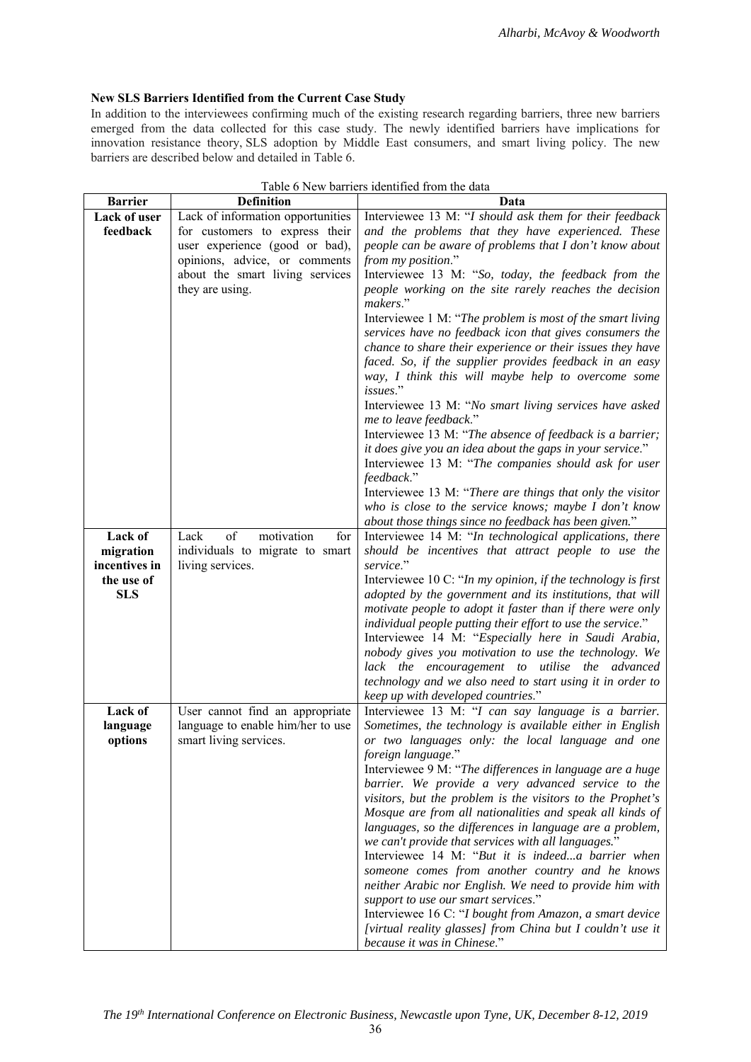### New SLS Barriers Identified from the Current Case Study

In addition to the interviewees confirming much of the existing research regarding barriers, three new barriers emerged from the data collected for this case study. The newly identified barriers have implications for innovation resistance theory, SLS adoption by Middle East consumers, and smart living policy. The new barriers are described below and detailed in Table 6.

Table 6 New barriers identified from the data

| Barrier | Definition | Data |
|---|---|---|
| **Lack of user feedback** | Lack of information opportunities for customers to express their user experience (good or bad), opinions, advice, or comments about the smart living services they are using. | Interviewee 13 M: "*I should ask them for their feedback and the problems that they have experienced. These people can be aware of problems that I don't know about from my position*." Interviewee 13 M: "*So, today, the feedback from the people working on the site rarely reaches the decision makers*." Interviewee 1 M: "*The problem is most of the smart living services have no feedback icon that gives consumers the chance to share their experience or their issues they have faced. So, if the supplier provides feedback in an easy way, I think this will maybe help to overcome some issues*." Interviewee 13 M: "*No smart living services have asked me to leave feedback*." Interviewee 13 M: "*The absence of feedback is a barrier; it does give you an idea about the gaps in your service*." Interviewee 13 M: "*The companies should ask for user feedback*." Interviewee 13 M: "*There are things that only the visitor who is close to the service knows; maybe I don't know about those things since no feedback has been given*." |
| **Lack of migration incentives in the use of SLS** | Lack of motivation for individuals to migrate to smart living services. | Interviewee 14 M: "*In technological applications, there should be incentives that attract people to use the service*." Interviewee 10 C: "*In my opinion, if the technology is first adopted by the government and its institutions, that will motivate people to adopt it faster than if there were only individual people putting their effort to use the service*." Interviewee 14 M: "*Especially here in Saudi Arabia, nobody gives you motivation to use the technology. We lack the encouragement to utilise the advanced technology and we also need to start using it in order to keep up with developed countries*." |
| **Lack of language options** | User cannot find an appropriate language to enable him/her to use smart living services. | Interviewee 13 M: "*I can say language is a barrier. Sometimes, the technology is available either in English or two languages only: the local language and one foreign language*." Interviewee 9 M: "*The differences in language are a huge barrier. We provide a very advanced service to the visitors, but the problem is the visitors to the Prophet's Mosque are from all nationalities and speak all kinds of languages, so the differences in language are a problem, we can't provide that services with all languages.*" Interviewee 14 M: "*But it is indeed...a barrier when someone comes from another country and he knows neither Arabic nor English. We need to provide him with support to use our smart services*." Interviewee 16 C: "*I bought from Amazon, a smart device [virtual reality glasses] from China but I couldn't use it because it was in Chinese*." |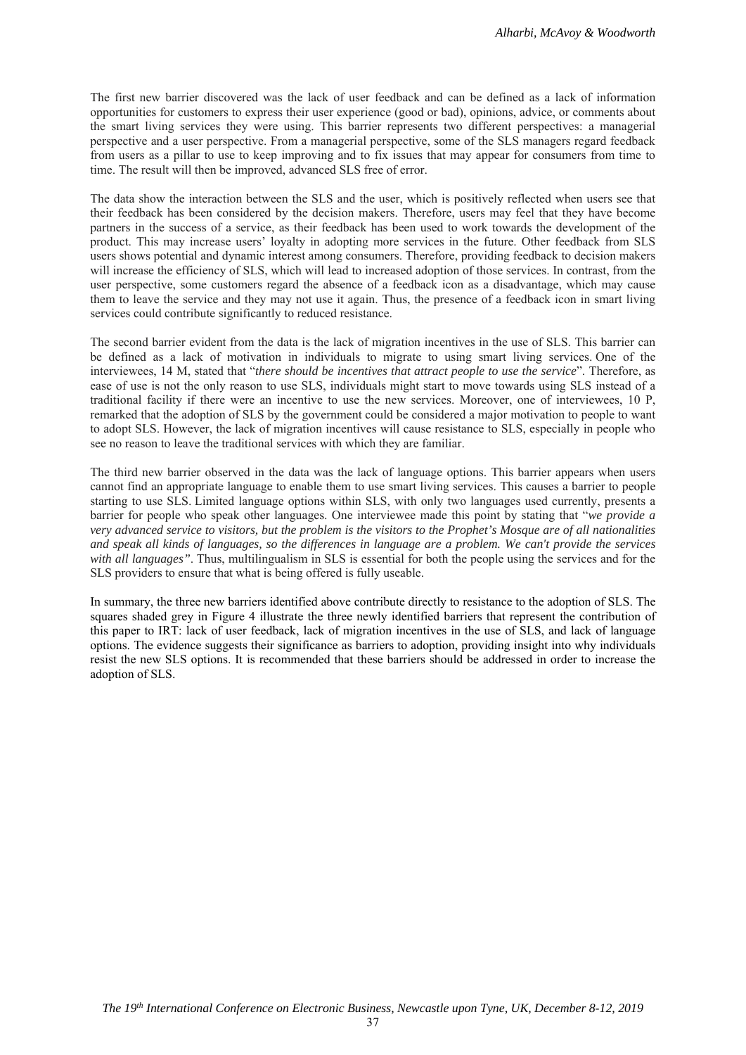The first new barrier discovered was the lack of user feedback and can be defined as a lack of information opportunities for customers to express their user experience (good or bad), opinions, advice, or comments about the smart living services they were using. This barrier represents two different perspectives: a managerial perspective and a user perspective. From a managerial perspective, some of the SLS managers regard feedback from users as a pillar to use to keep improving and to fix issues that may appear for consumers from time to time. The result will then be improved, advanced SLS free of error.

The data show the interaction between the SLS and the user, which is positively reflected when users see that their feedback has been considered by the decision makers. Therefore, users may feel that they have become partners in the success of a service, as their feedback has been used to work towards the development of the product. This may increase users' loyalty in adopting more services in the future. Other feedback from SLS users shows potential and dynamic interest among consumers. Therefore, providing feedback to decision makers will increase the efficiency of SLS, which will lead to increased adoption of those services. In contrast, from the user perspective, some customers regard the absence of a feedback icon as a disadvantage, which may cause them to leave the service and they may not use it again. Thus, the presence of a feedback icon in smart living services could contribute significantly to reduced resistance.

The second barrier evident from the data is the lack of migration incentives in the use of SLS. This barrier can be defined as a lack of motivation in individuals to migrate to using smart living services. One of the interviewees, 14 M, stated that "*there should be incentives that attract people to use the service*". Therefore, as ease of use is not the only reason to use SLS, individuals might start to move towards using SLS instead of a traditional facility if there were an incentive to use the new services. Moreover, one of interviewees, 10 P, remarked that the adoption of SLS by the government could be considered a major motivation to people to want to adopt SLS. However, the lack of migration incentives will cause resistance to SLS, especially in people who see no reason to leave the traditional services with which they are familiar.

The third new barrier observed in the data was the lack of language options. This barrier appears when users cannot find an appropriate language to enable them to use smart living services. This causes a barrier to people starting to use SLS. Limited language options within SLS, with only two languages used currently, presents a barrier for people who speak other languages. One interviewee made this point by stating that "*we provide a very advanced service to visitors, but the problem is the visitors to the Prophet's Mosque are of all nationalities and speak all kinds of languages, so the differences in language are a problem. We can't provide the services with all languages"*. Thus, multilingualism in SLS is essential for both the people using the services and for the SLS providers to ensure that what is being offered is fully useable.

In summary, the three new barriers identified above contribute directly to resistance to the adoption of SLS. The squares shaded grey in Figure 4 illustrate the three newly identified barriers that represent the contribution of this paper to IRT: lack of user feedback, lack of migration incentives in the use of SLS, and lack of language options. The evidence suggests their significance as barriers to adoption, providing insight into why individuals resist the new SLS options. It is recommended that these barriers should be addressed in order to increase the adoption of SLS.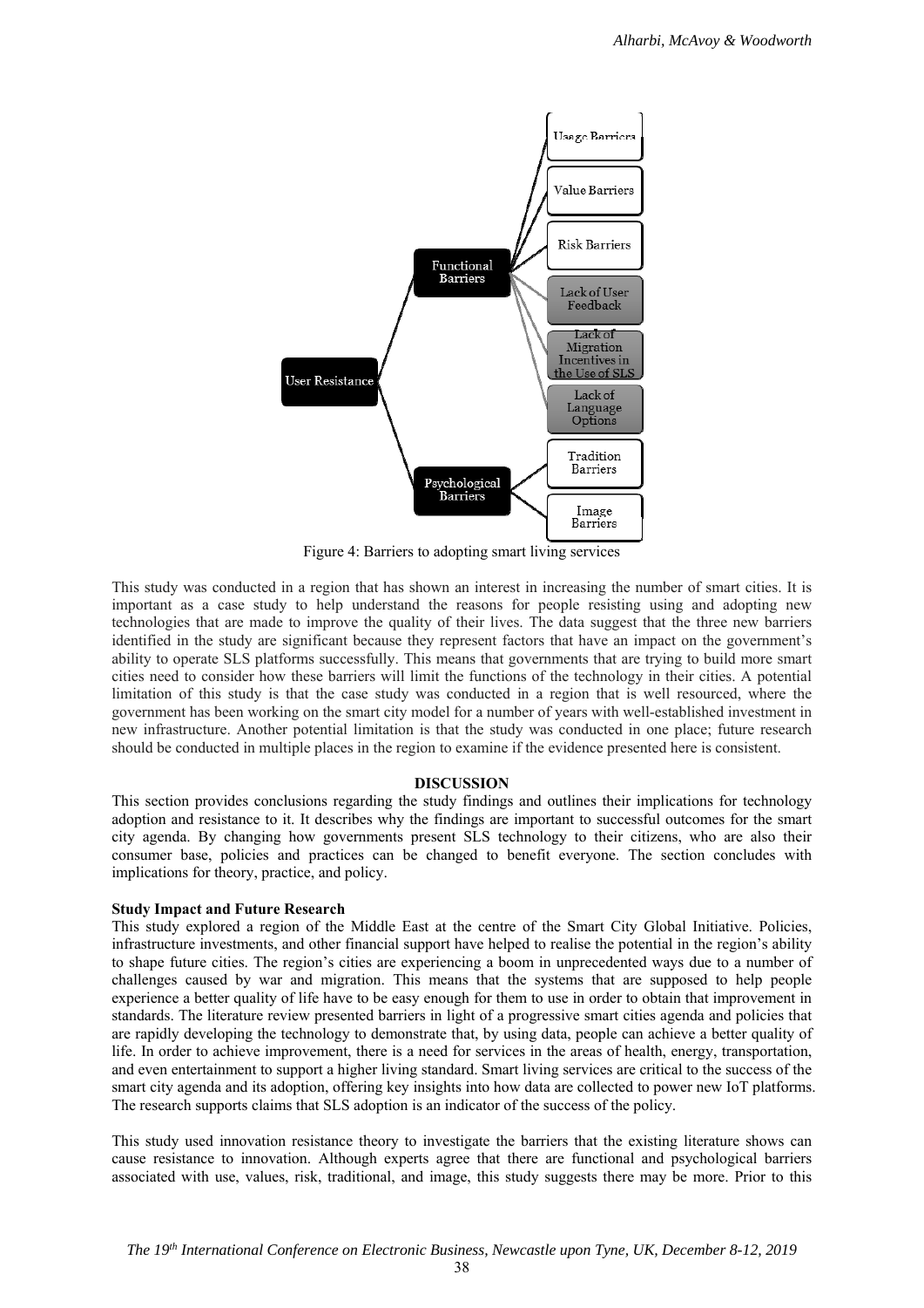Figure 4: Barriers to adopting smart living services

This study was conducted in a region that has shown an interest in increasing the number of smart cities. It is important as a case study to help understand the reasons for people resisting using and adopting new technologies that are made to improve the quality of their lives. The data suggest that the three new barriers identified in the study are significant because they represent factors that have an impact on the government's ability to operate SLS platforms successfully. This means that governments that are trying to build more smart cities need to consider how these barriers will limit the functions of the technology in their cities. A potential limitation of this study is that the case study was conducted in a region that is well resourced, where the government has been working on the smart city model for a number of years with well-established investment in new infrastructure. Another potential limitation is that the study was conducted in one place; future research should be conducted in multiple places in the region to examine if the evidence presented here is consistent.

## DISCUSSION

This section provides conclusions regarding the study findings and outlines their implications for technology adoption and resistance to it. It describes why the findings are important to successful outcomes for the smart city agenda. By changing how governments present SLS technology to their citizens, who are also their consumer base, policies and practices can be changed to benefit everyone. The section concludes with implications for theory, practice, and policy.

### Study Impact and Future Research

This study explored a region of the Middle East at the centre of the Smart City Global Initiative. Policies, infrastructure investments, and other financial support have helped to realise the potential in the region's ability to shape future cities. The region's cities are experiencing a boom in unprecedented ways due to a number of challenges caused by war and migration. This means that the systems that are supposed to help people experience a better quality of life have to be easy enough for them to use in order to obtain that improvement in standards. The literature review presented barriers in light of a progressive smart cities agenda and policies that are rapidly developing the technology to demonstrate that, by using data, people can achieve a better quality of life. In order to achieve improvement, there is a need for services in the areas of health, energy, transportation, and even entertainment to support a higher living standard. Smart living services are critical to the success of the smart city agenda and its adoption, offering key insights into how data are collected to power new IoT platforms. The research supports claims that SLS adoption is an indicator of the success of the policy.

This study used innovation resistance theory to investigate the barriers that the existing literature shows can cause resistance to innovation. Although experts agree that there are functional and psychological barriers associated with use, values, risk, traditional, and image, this study suggests there may be more. Prior to this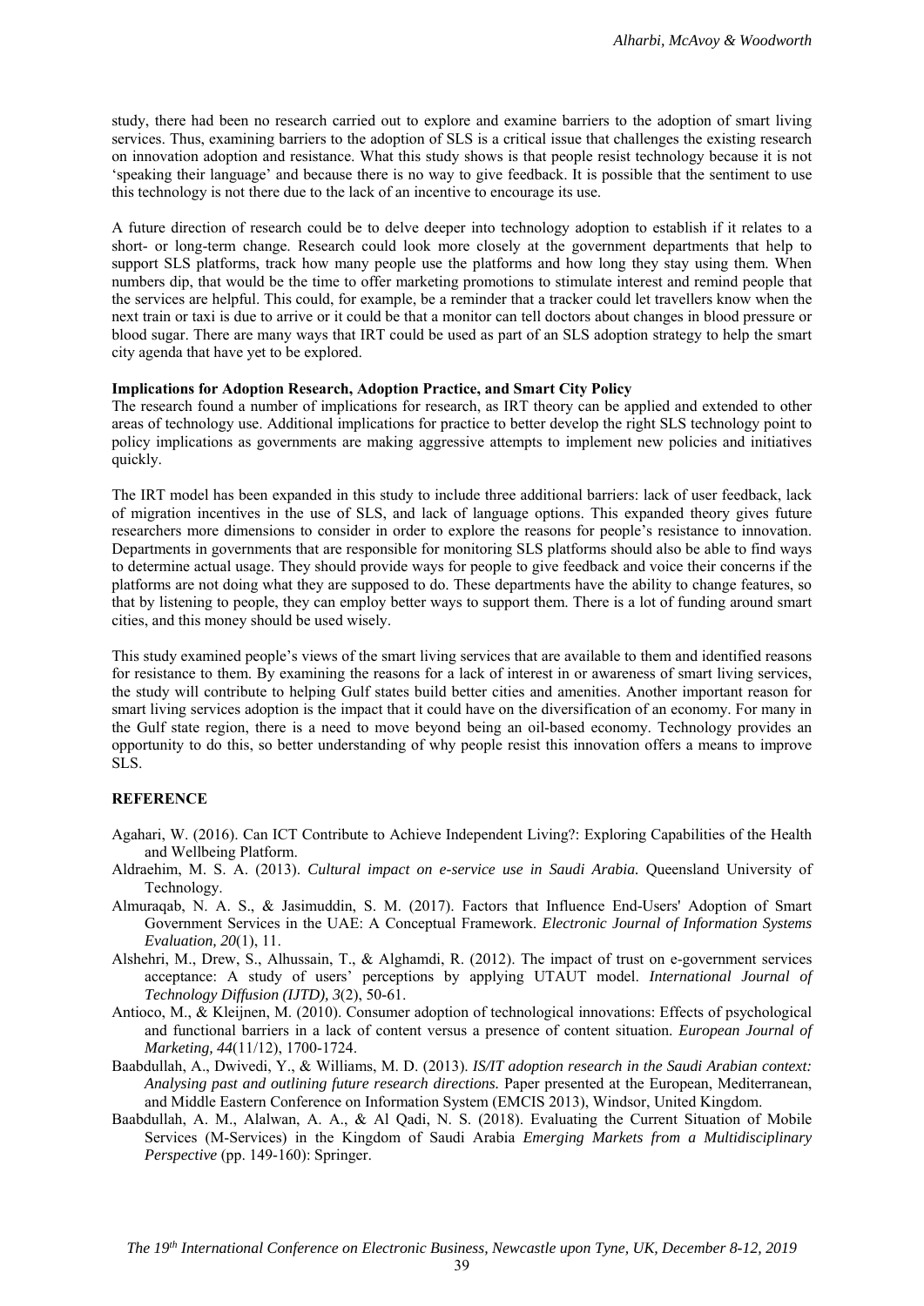study, there had been no research carried out to explore and examine barriers to the adoption of smart living services. Thus, examining barriers to the adoption of SLS is a critical issue that challenges the existing research on innovation adoption and resistance. What this study shows is that people resist technology because it is not 'speaking their language' and because there is no way to give feedback. It is possible that the sentiment to use this technology is not there due to the lack of an incentive to encourage its use.

A future direction of research could be to delve deeper into technology adoption to establish if it relates to a short- or long-term change. Research could look more closely at the government departments that help to support SLS platforms, track how many people use the platforms and how long they stay using them. When numbers dip, that would be the time to offer marketing promotions to stimulate interest and remind people that the services are helpful. This could, for example, be a reminder that a tracker could let travellers know when the next train or taxi is due to arrive or it could be that a monitor can tell doctors about changes in blood pressure or blood sugar. There are many ways that IRT could be used as part of an SLS adoption strategy to help the smart city agenda that have yet to be explored.

**Implications for Adoption Research, Adoption Practice, and Smart City Policy**

The research found a number of implications for research, as IRT theory can be applied and extended to other areas of technology use. Additional implications for practice to better develop the right SLS technology point to policy implications as governments are making aggressive attempts to implement new policies and initiatives quickly.

The IRT model has been expanded in this study to include three additional barriers: lack of user feedback, lack of migration incentives in the use of SLS, and lack of language options. This expanded theory gives future researchers more dimensions to consider in order to explore the reasons for people's resistance to innovation. Departments in governments that are responsible for monitoring SLS platforms should also be able to find ways to determine actual usage. They should provide ways for people to give feedback and voice their concerns if the platforms are not doing what they are supposed to do. These departments have the ability to change features, so that by listening to people, they can employ better ways to support them. There is a lot of funding around smart cities, and this money should be used wisely.

This study examined people's views of the smart living services that are available to them and identified reasons for resistance to them. By examining the reasons for a lack of interest in or awareness of smart living services, the study will contribute to helping Gulf states build better cities and amenities. Another important reason for smart living services adoption is the impact that it could have on the diversification of an economy. For many in the Gulf state region, there is a need to move beyond being an oil-based economy. Technology provides an opportunity to do this, so better understanding of why people resist this innovation offers a means to improve SLS.

## REFERENCE

Agahari, W. (2016). Can ICT Contribute to Achieve Independent Living?: Exploring Capabilities of the Health and Wellbeing Platform.

Aldraehim, M. S. A. (2013). *Cultural impact on e-service use in Saudi Arabia.* Queensland University of Technology.

Almuraqab, N. A. S., & Jasimuddin, S. M. (2017). Factors that Influence End-Users' Adoption of Smart Government Services in the UAE: A Conceptual Framework. *Electronic Journal of Information Systems Evaluation, 20*(1), 11.

Alshehri, M., Drew, S., Alhussain, T., & Alghamdi, R. (2012). The impact of trust on e-government services acceptance: A study of users' perceptions by applying UTAUT model. *International Journal of Technology Diffusion (IJTD), 3*(2), 50-61.

Antioco, M., & Kleijnen, M. (2010). Consumer adoption of technological innovations: Effects of psychological and functional barriers in a lack of content versus a presence of content situation. *European Journal of Marketing, 44*(11/12), 1700-1724.

Baabdullah, A., Dwivedi, Y., & Williams, M. D. (2013). *IS/IT adoption research in the Saudi Arabian context: Analysing past and outlining future research directions.* Paper presented at the European, Mediterranean, and Middle Eastern Conference on Information System (EMCIS 2013), Windsor, United Kingdom.

Baabdullah, A. M., Alalwan, A. A., & Al Qadi, N. S. (2018). Evaluating the Current Situation of Mobile Services (M-Services) in the Kingdom of Saudi Arabia *Emerging Markets from a Multidisciplinary Perspective* (pp. 149-160): Springer.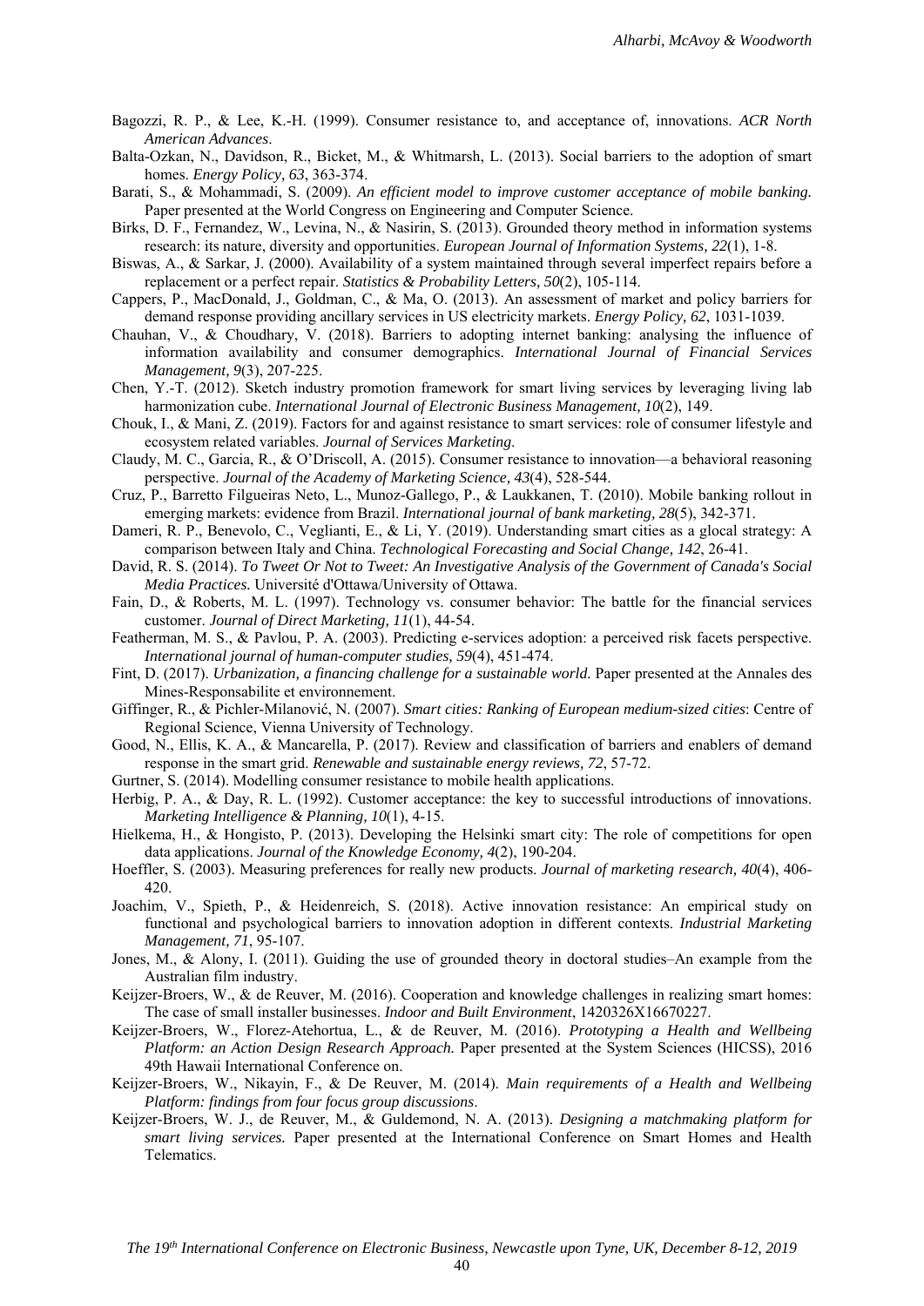Bagozzi, R. P., & Lee, K.-H. (1999). Consumer resistance to, and acceptance of, innovations. *ACR North American Advances*.

Balta-Ozkan, N., Davidson, R., Bicket, M., & Whitmarsh, L. (2013). Social barriers to the adoption of smart homes. *Energy Policy, 63*, 363-374.

Barati, S., & Mohammadi, S. (2009). *An efficient model to improve customer acceptance of mobile banking.* Paper presented at the World Congress on Engineering and Computer Science.

Birks, D. F., Fernandez, W., Levina, N., & Nasirin, S. (2013). Grounded theory method in information systems research: its nature, diversity and opportunities. *European Journal of Information Systems, 22*(1), 1-8.

Biswas, A., & Sarkar, J. (2000). Availability of a system maintained through several imperfect repairs before a replacement or a perfect repair. *Statistics & Probability Letters, 50*(2), 105-114.

Cappers, P., MacDonald, J., Goldman, C., & Ma, O. (2013). An assessment of market and policy barriers for demand response providing ancillary services in US electricity markets. *Energy Policy, 62*, 1031-1039.

Chauhan, V., & Choudhary, V. (2018). Barriers to adopting internet banking: analysing the influence of information availability and consumer demographics. *International Journal of Financial Services Management, 9*(3), 207-225.

Chen, Y.-T. (2012). Sketch industry promotion framework for smart living services by leveraging living lab harmonization cube. *International Journal of Electronic Business Management, 10*(2), 149.

Chouk, I., & Mani, Z. (2019). Factors for and against resistance to smart services: role of consumer lifestyle and ecosystem related variables. *Journal of Services Marketing*.

Claudy, M. C., Garcia, R., & O'Driscoll, A. (2015). Consumer resistance to innovation—a behavioral reasoning perspective. *Journal of the Academy of Marketing Science, 43*(4), 528-544.

Cruz, P., Barretto Filgueiras Neto, L., Munoz-Gallego, P., & Laukkanen, T. (2010). Mobile banking rollout in emerging markets: evidence from Brazil. *International journal of bank marketing, 28*(5), 342-371.

Dameri, R. P., Benevolo, C., Veglianti, E., & Li, Y. (2019). Understanding smart cities as a glocal strategy: A comparison between Italy and China. *Technological Forecasting and Social Change, 142*, 26-41.

David, R. S. (2014). *To Tweet Or Not to Tweet: An Investigative Analysis of the Government of Canada's Social Media Practices.* Université d'Ottawa/University of Ottawa.

Fain, D., & Roberts, M. L. (1997). Technology vs. consumer behavior: The battle for the financial services customer. *Journal of Direct Marketing, 11*(1), 44-54.

Featherman, M. S., & Pavlou, P. A. (2003). Predicting e-services adoption: a perceived risk facets perspective. *International journal of human-computer studies, 59*(4), 451-474.

Fint, D. (2017). *Urbanization, a financing challenge for a sustainable world.* Paper presented at the Annales des Mines-Responsabilite et environnement.

Giffinger, R., & Pichler-Milanović, N. (2007). *Smart cities: Ranking of European medium-sized cities*: Centre of Regional Science, Vienna University of Technology.

Good, N., Ellis, K. A., & Mancarella, P. (2017). Review and classification of barriers and enablers of demand response in the smart grid. *Renewable and sustainable energy reviews, 72*, 57-72.

Gurtner, S. (2014). Modelling consumer resistance to mobile health applications.

Herbig, P. A., & Day, R. L. (1992). Customer acceptance: the key to successful introductions of innovations. *Marketing Intelligence & Planning, 10*(1), 4-15.

Hielkema, H., & Hongisto, P. (2013). Developing the Helsinki smart city: The role of competitions for open data applications. *Journal of the Knowledge Economy, 4*(2), 190-204.

Hoeffler, S. (2003). Measuring preferences for really new products. *Journal of marketing research, 40*(4), 406-420.

Joachim, V., Spieth, P., & Heidenreich, S. (2018). Active innovation resistance: An empirical study on functional and psychological barriers to innovation adoption in different contexts. *Industrial Marketing Management, 71*, 95-107.

Jones, M., & Alony, I. (2011). Guiding the use of grounded theory in doctoral studies–An example from the Australian film industry.

Keijzer-Broers, W., & de Reuver, M. (2016). Cooperation and knowledge challenges in realizing smart homes: The case of small installer businesses. *Indoor and Built Environment*, 1420326X16670227.

Keijzer-Broers, W., Florez-Atehortua, L., & de Reuver, M. (2016). *Prototyping a Health and Wellbeing Platform: an Action Design Research Approach.* Paper presented at the System Sciences (HICSS), 2016 49th Hawaii International Conference on.

Keijzer-Broers, W., Nikayin, F., & De Reuver, M. (2014). *Main requirements of a Health and Wellbeing Platform: findings from four focus group discussions*.

Keijzer-Broers, W. J., de Reuver, M., & Guldemond, N. A. (2013). *Designing a matchmaking platform for smart living services.* Paper presented at the International Conference on Smart Homes and Health Telematics.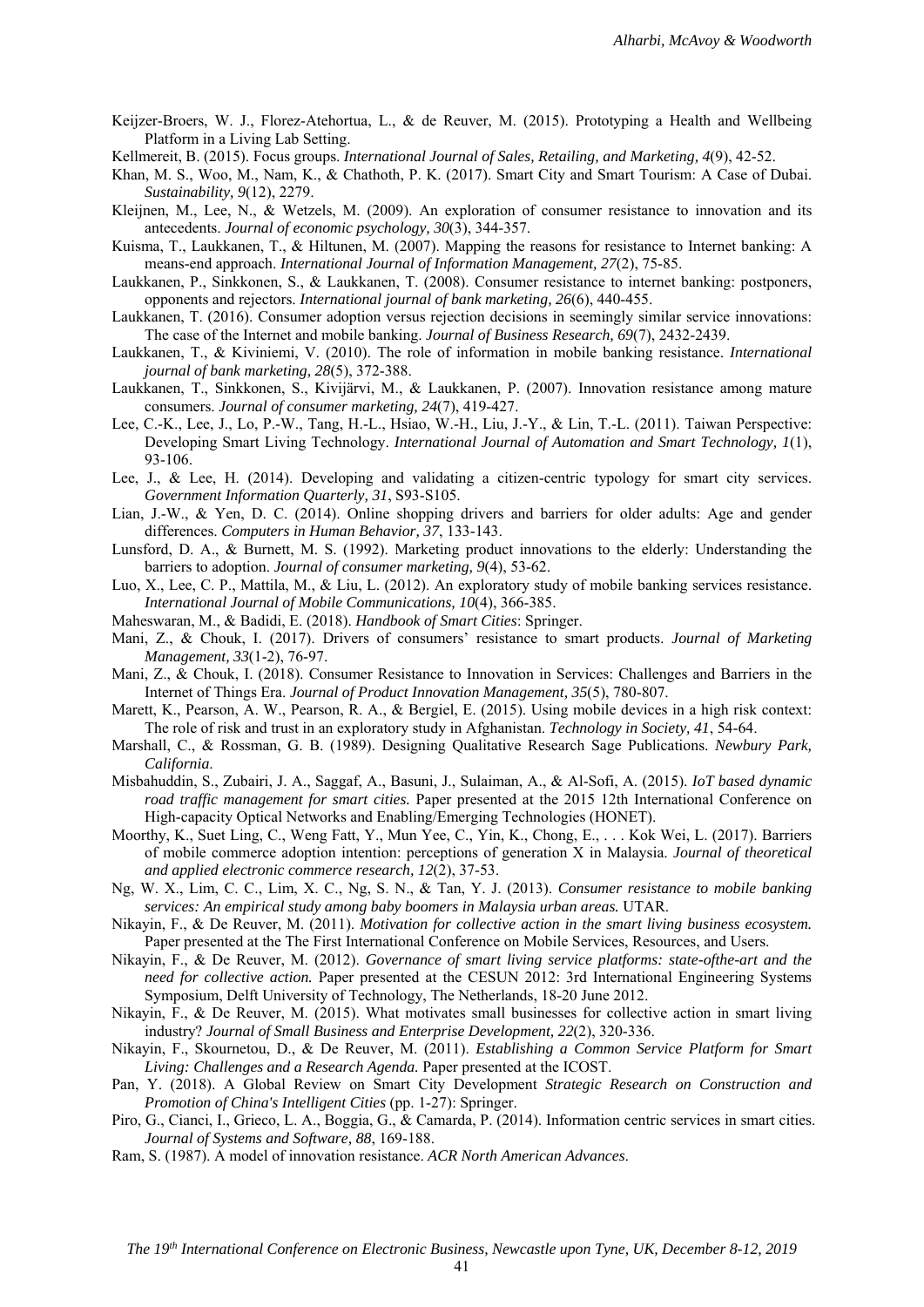Keijzer-Broers, W. J., Florez-Atehortua, L., & de Reuver, M. (2015). Prototyping a Health and Wellbeing Platform in a Living Lab Setting.

Kellmereit, B. (2015). Focus groups. *International Journal of Sales, Retailing, and Marketing, 4*(9), 42-52.

Khan, M. S., Woo, M., Nam, K., & Chathoth, P. K. (2017). Smart City and Smart Tourism: A Case of Dubai. *Sustainability, 9*(12), 2279.

Kleijnen, M., Lee, N., & Wetzels, M. (2009). An exploration of consumer resistance to innovation and its antecedents. *Journal of economic psychology, 30*(3), 344-357.

Kuisma, T., Laukkanen, T., & Hiltunen, M. (2007). Mapping the reasons for resistance to Internet banking: A means-end approach. *International Journal of Information Management, 27*(2), 75-85.

Laukkanen, P., Sinkkonen, S., & Laukkanen, T. (2008). Consumer resistance to internet banking: postponers, opponents and rejectors. *International journal of bank marketing, 26*(6), 440-455.

Laukkanen, T. (2016). Consumer adoption versus rejection decisions in seemingly similar service innovations: The case of the Internet and mobile banking. *Journal of Business Research, 69*(7), 2432-2439.

Laukkanen, T., & Kiviniemi, V. (2010). The role of information in mobile banking resistance. *International journal of bank marketing, 28*(5), 372-388.

Laukkanen, T., Sinkkonen, S., Kivijärvi, M., & Laukkanen, P. (2007). Innovation resistance among mature consumers. *Journal of consumer marketing, 24*(7), 419-427.

Lee, C.-K., Lee, J., Lo, P.-W., Tang, H.-L., Hsiao, W.-H., Liu, J.-Y., & Lin, T.-L. (2011). Taiwan Perspective: Developing Smart Living Technology. *International Journal of Automation and Smart Technology, 1*(1), 93-106.

Lee, J., & Lee, H. (2014). Developing and validating a citizen-centric typology for smart city services. *Government Information Quarterly, 31*, S93-S105.

Lian, J.-W., & Yen, D. C. (2014). Online shopping drivers and barriers for older adults: Age and gender differences. *Computers in Human Behavior, 37*, 133-143.

Lunsford, D. A., & Burnett, M. S. (1992). Marketing product innovations to the elderly: Understanding the barriers to adoption. *Journal of consumer marketing, 9*(4), 53-62.

Luo, X., Lee, C. P., Mattila, M., & Liu, L. (2012). An exploratory study of mobile banking services resistance. *International Journal of Mobile Communications, 10*(4), 366-385.

Maheswaran, M., & Badidi, E. (2018). *Handbook of Smart Cities*: Springer.

Mani, Z., & Chouk, I. (2017). Drivers of consumers' resistance to smart products. *Journal of Marketing Management, 33*(1-2), 76-97.

Mani, Z., & Chouk, I. (2018). Consumer Resistance to Innovation in Services: Challenges and Barriers in the Internet of Things Era. *Journal of Product Innovation Management, 35*(5), 780-807.

Marett, K., Pearson, A. W., Pearson, R. A., & Bergiel, E. (2015). Using mobile devices in a high risk context: The role of risk and trust in an exploratory study in Afghanistan. *Technology in Society, 41*, 54-64.

Marshall, C., & Rossman, G. B. (1989). Designing Qualitative Research Sage Publications. *Newbury Park, California*.

Misbahuddin, S., Zubairi, J. A., Saggaf, A., Basuni, J., Sulaiman, A., & Al-Sofi, A. (2015). *IoT based dynamic road traffic management for smart cities.* Paper presented at the 2015 12th International Conference on High-capacity Optical Networks and Enabling/Emerging Technologies (HONET).

Moorthy, K., Suet Ling, C., Weng Fatt, Y., Mun Yee, C., Yin, K., Chong, E., . . . Kok Wei, L. (2017). Barriers of mobile commerce adoption intention: perceptions of generation X in Malaysia. *Journal of theoretical and applied electronic commerce research, 12*(2), 37-53.

Ng, W. X., Lim, C. C., Lim, X. C., Ng, S. N., & Tan, Y. J. (2013). *Consumer resistance to mobile banking services: An empirical study among baby boomers in Malaysia urban areas.* UTAR.

Nikayin, F., & De Reuver, M. (2011). *Motivation for collective action in the smart living business ecosystem.* Paper presented at the The First International Conference on Mobile Services, Resources, and Users.

Nikayin, F., & De Reuver, M. (2012). *Governance of smart living service platforms: state-ofthe-art and the need for collective action.* Paper presented at the CESUN 2012: 3rd International Engineering Systems Symposium, Delft University of Technology, The Netherlands, 18-20 June 2012.

Nikayin, F., & De Reuver, M. (2015). What motivates small businesses for collective action in smart living industry? *Journal of Small Business and Enterprise Development, 22*(2), 320-336.

Nikayin, F., Skournetou, D., & De Reuver, M. (2011). *Establishing a Common Service Platform for Smart Living: Challenges and a Research Agenda.* Paper presented at the ICOST.

Pan, Y. (2018). A Global Review on Smart City Development *Strategic Research on Construction and Promotion of China's Intelligent Cities* (pp. 1-27): Springer.

Piro, G., Cianci, I., Grieco, L. A., Boggia, G., & Camarda, P. (2014). Information centric services in smart cities. *Journal of Systems and Software, 88*, 169-188.

Ram, S. (1987). A model of innovation resistance. *ACR North American Advances*.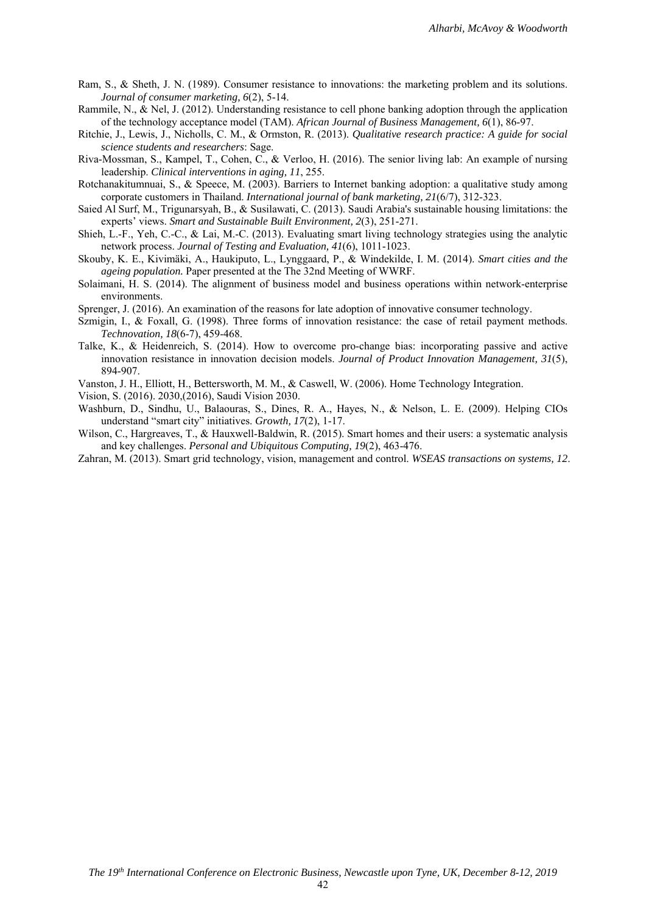Ram, S., & Sheth, J. N. (1989). Consumer resistance to innovations: the marketing problem and its solutions. *Journal of consumer marketing, 6*(2), 5-14.

Rammile, N., & Nel, J. (2012). Understanding resistance to cell phone banking adoption through the application of the technology acceptance model (TAM). *African Journal of Business Management, 6*(1), 86-97.

Ritchie, J., Lewis, J., Nicholls, C. M., & Ormston, R. (2013). *Qualitative research practice: A guide for social science students and researchers*: Sage.

Riva-Mossman, S., Kampel, T., Cohen, C., & Verloo, H. (2016). The senior living lab: An example of nursing leadership. *Clinical interventions in aging, 11*, 255.

Rotchanakitumnuai, S., & Speece, M. (2003). Barriers to Internet banking adoption: a qualitative study among corporate customers in Thailand. *International journal of bank marketing, 21*(6/7), 312-323.

Saied Al Surf, M., Trigunarsyah, B., & Susilawati, C. (2013). Saudi Arabia's sustainable housing limitations: the experts' views. *Smart and Sustainable Built Environment, 2*(3), 251-271.

Shieh, L.-F., Yeh, C.-C., & Lai, M.-C. (2013). Evaluating smart living technology strategies using the analytic network process. *Journal of Testing and Evaluation, 41*(6), 1011-1023.

Skouby, K. E., Kivimäki, A., Haukiputo, L., Lynggaard, P., & Windekilde, I. M. (2014). *Smart cities and the ageing population.* Paper presented at the The 32nd Meeting of WWRF.

Solaimani, H. S. (2014). The alignment of business model and business operations within network-enterprise environments.

Sprenger, J. (2016). An examination of the reasons for late adoption of innovative consumer technology.

Szmigin, I., & Foxall, G. (1998). Three forms of innovation resistance: the case of retail payment methods. *Technovation, 18*(6-7), 459-468.

Talke, K., & Heidenreich, S. (2014). How to overcome pro-change bias: incorporating passive and active innovation resistance in innovation decision models. *Journal of Product Innovation Management, 31*(5), 894-907.

Vanston, J. H., Elliott, H., Bettersworth, M. M., & Caswell, W. (2006). Home Technology Integration.

Vision, S. (2016). 2030,(2016), Saudi Vision 2030.

Washburn, D., Sindhu, U., Balaouras, S., Dines, R. A., Hayes, N., & Nelson, L. E. (2009). Helping CIOs understand "smart city" initiatives. *Growth, 17*(2), 1-17.

Wilson, C., Hargreaves, T., & Hauxwell-Baldwin, R. (2015). Smart homes and their users: a systematic analysis and key challenges. *Personal and Ubiquitous Computing, 19*(2), 463-476.

Zahran, M. (2013). Smart grid technology, vision, management and control. *WSEAS transactions on systems, 12*.